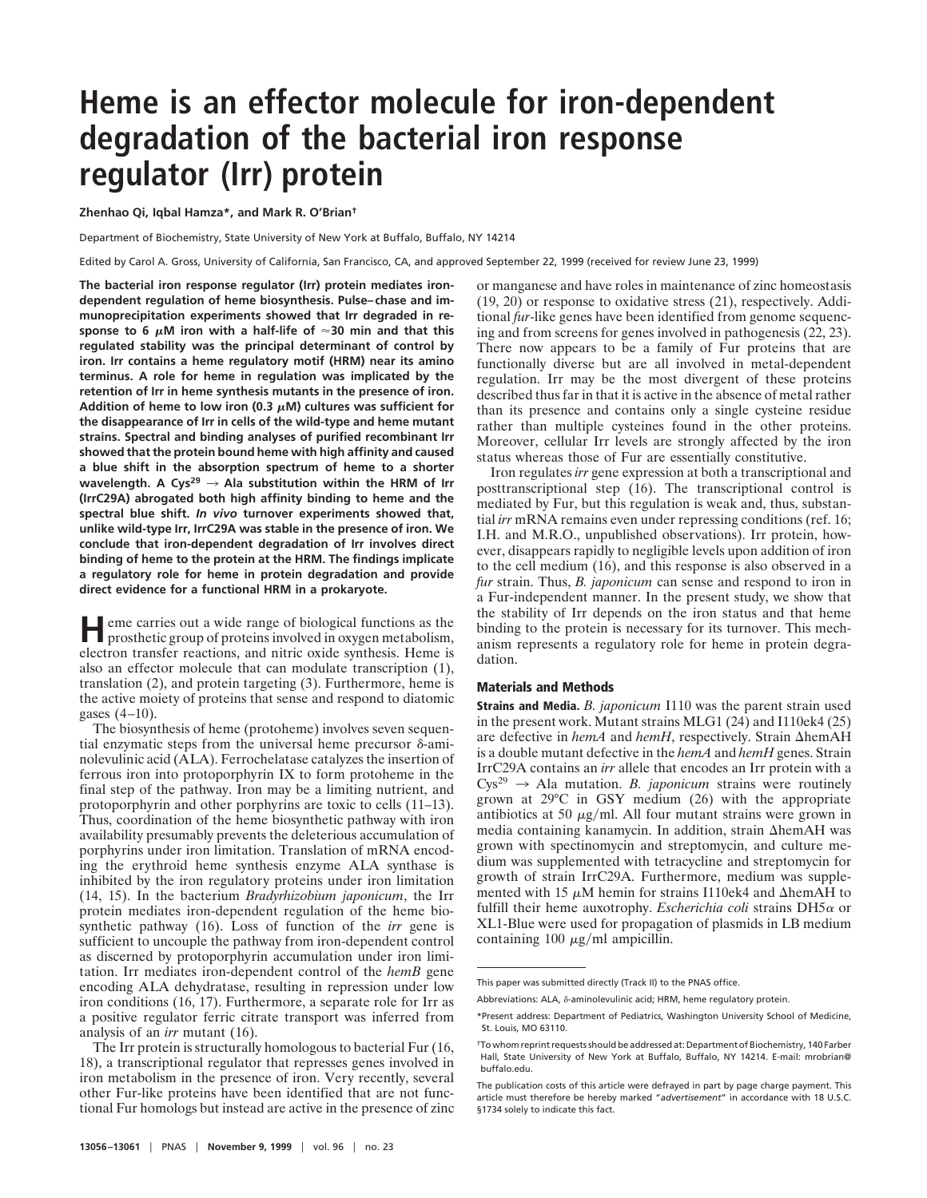# Heme is an effector molecule for iron-dependent degradation of the bacterial iron response regulator (Irr) protein

**Zhenhao Qi, Iqbal Hamza*, and Mark R. O'Brian†**

Department of Biochemistry, State University of New York at Buffalo, Buffalo, NY 14214

Edited by Carol A. Gross, University of California, San Francisco, CA, and approved September 22, 1999 (received for review June 23, 1999)

**The bacterial iron response regulator (Irr) protein mediates iron-dependent regulation of heme biosynthesis. Pulse–chase and immunoprecipitation experiments showed that Irr degraded in response to 6 μM iron with a half-life of ≈30 min and that this regulated stability was the principal determinant of control by iron. Irr contains a heme regulatory motif (HRM) near its amino terminus. A role for heme in regulation was implicated by the retention of Irr in heme synthesis mutants in the presence of iron. Addition of heme to low iron (0.3 μM) cultures was sufficient for the disappearance of Irr in cells of the wild-type and heme mutant strains. Spectral and binding analyses of purified recombinant Irr showed that the protein bound heme with high affinity and caused a blue shift in the absorption spectrum of heme to a shorter wavelength. A Cys[29] → Ala substitution within the HRM of Irr (IrrC29A) abrogated both high affinity binding to heme and the spectral blue shift. *In vivo* turnover experiments showed that, unlike wild-type Irr, IrrC29A was stable in the presence of iron. We conclude that iron-dependent degradation of Irr involves direct binding of heme to the protein at the HRM. The findings implicate a regulatory role for heme in protein degradation and provide direct evidence for a functional HRM in a prokaryote.**

Heme carries out a wide range of biological functions as the prosthetic group of proteins involved in oxygen metabolism, electron transfer reactions, and nitric oxide synthesis. Heme is also an effector molecule that can modulate transcription (1), translation (2), and protein targeting (3). Furthermore, heme is the active moiety of proteins that sense and respond to diatomic gases (4–10).

The biosynthesis of heme (protoheme) involves seven sequential enzymatic steps from the universal heme precursor δ-aminolevulinic acid (ALA). Ferrochelatase catalyzes the insertion of ferrous iron into protoporphyrin IX to form protoheme in the final step of the pathway. Iron may be a limiting nutrient, and protoporphyrin and other porphyrins are toxic to cells (11–13). Thus, coordination of the heme biosynthetic pathway with iron availability presumably prevents the deleterious accumulation of porphyrins under iron limitation. Translation of mRNA encoding the erythroid heme synthesis enzyme ALA synthase is inhibited by the iron regulatory proteins under iron limitation (14, 15). In the bacterium *Bradyrhizobium japonicum*, the Irr protein mediates iron-dependent regulation of the heme biosynthetic pathway (16). Loss of function of the *irr* gene is sufficient to uncouple the pathway from iron-dependent control as discerned by protoporphyrin accumulation under iron limitation. Irr mediates iron-dependent control of the *hemB* gene encoding ALA dehydratase, resulting in repression under low iron conditions (16, 17). Furthermore, a separate role for Irr as a positive regulator ferric citrate transport was inferred from analysis of an *irr* mutant (16).

The Irr protein is structurally homologous to bacterial Fur (16, 18), a transcriptional regulator that represses genes involved in iron metabolism in the presence of iron. Very recently, several other Fur-like proteins have been identified that are not functional Fur homologs but instead are active in the presence of zinc or manganese and have roles in maintenance of zinc homeostasis (19, 20) or response to oxidative stress (21), respectively. Additional *fur*-like genes have been identified from genome sequencing and from screens for genes involved in pathogenesis (22, 23). There now appears to be a family of Fur proteins that are functionally diverse but are all involved in metal-dependent regulation. Irr may be the most divergent of these proteins described thus far in that it is active in the absence of metal rather than its presence and contains only a single cysteine residue rather than multiple cysteines found in the other proteins. Moreover, cellular Irr levels are strongly affected by the iron status whereas those of Fur are essentially constitutive.

Iron regulates *irr* gene expression at both a transcriptional and posttranscriptional step (16). The transcriptional control is mediated by Fur, but this regulation is weak and, thus, substantial *irr* mRNA remains even under repressing conditions (ref. 16; I.H. and M.R.O., unpublished observations). Irr protein, however, disappears rapidly to negligible levels upon addition of iron to the cell medium (16), and this response is also observed in a *fur* strain. Thus, *B. japonicum* can sense and respond to iron in a Fur-independent manner. In the present study, we show that the stability of Irr depends on the iron status and that heme binding to the protein is necessary for its turnover. This mechanism represents a regulatory role for heme in protein degradation.

## Materials and Methods

**Strains and Media.** *B. japonicum* I110 was the parent strain used in the present work. Mutant strains MLG1 (24) and I110ek4 (25) are defective in *hemA* and *hemH*, respectively. Strain ΔhemAH is a double mutant defective in the *hemA* and *hemH* genes. Strain IrrC29A contains an *irr* allele that encodes an Irr protein with a Cys[29] → Ala mutation. *B. japonicum* strains were routinely grown at 29°C in GSY medium (26) with the appropriate antibiotics at 50 μg/ml. All four mutant strains were grown in media containing kanamycin. In addition, strain ΔhemAH was grown with spectinomycin and streptomycin, and culture medium was supplemented with tetracycline and streptomycin for growth of strain IrrC29A. Furthermore, medium was supplemented with 15 μM hemin for strains I110ek4 and ΔhemAH to fulfill their heme auxotrophy. *Escherichia coli* strains DH5α or XL1-Blue were used for propagation of plasmids in LB medium containing 100 μg/ml ampicillin.

---

This paper was submitted directly (Track II) to the PNAS office.

Abbreviations: ALA, δ-aminolevulinic acid; HRM, heme regulatory protein.

*Present address: Department of Pediatrics, Washington University School of Medicine, St. Louis, MO 63110.

†To whom reprint requests should be addressed at: Department of Biochemistry, 140 Farber Hall, State University of New York at Buffalo, Buffalo, NY 14214. E-mail: mrobrian@buffalo.edu.

The publication costs of this article were defrayed in part by page charge payment. This article must therefore be hereby marked "*advertisement*" in accordance with 18 U.S.C. §1734 solely to indicate this fact.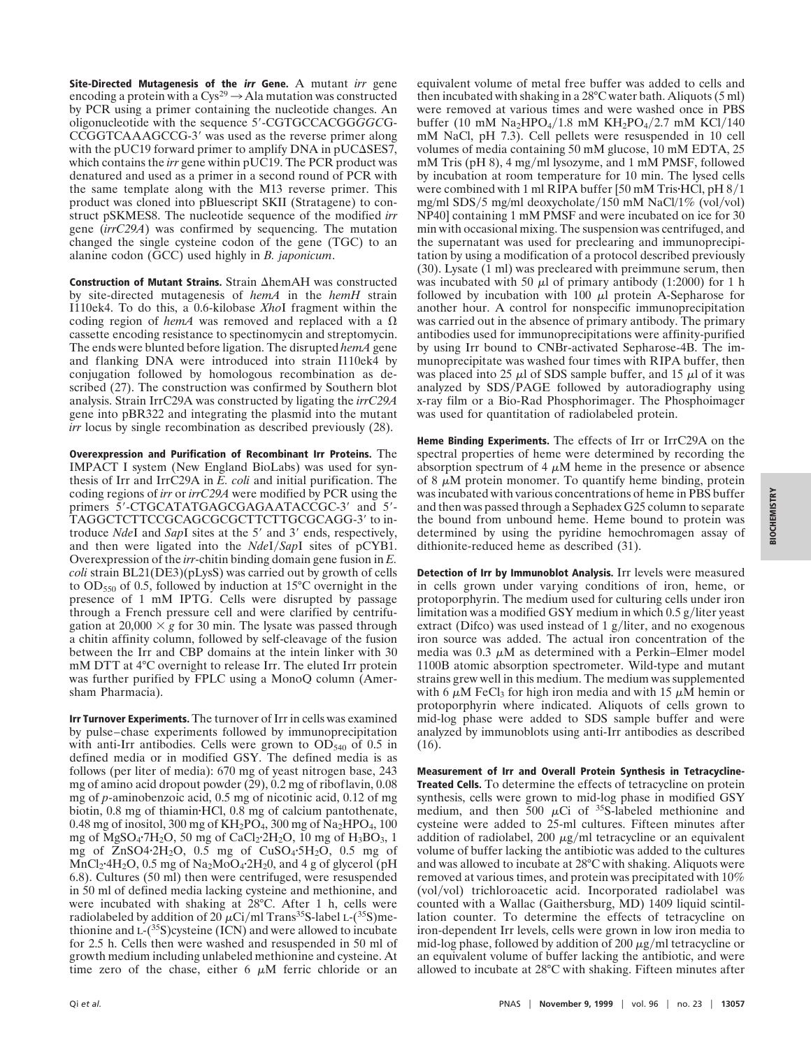**Site-Directed Mutagenesis of the *irr* Gene.** A mutant *irr* gene encoding a protein with a $Cys^{29} \rightarrow$ Ala mutation was constructed by PCR using a primer containing the nucleotide changes. An oligonucleotide with the sequence 5′-CGTGCCACGG*GGC*G-CCGGTCAAAGCCG-3′ was used as the reverse primer along with the pUC19 forward primer to amplify DNA in pUCΔSES7, which contains the *irr* gene within pUC19. The PCR product was denatured and used as a primer in a second round of PCR with the same template along with the M13 reverse primer. This product was cloned into pBluescript SKII (Stratagene) to construct pSKMES8. The nucleotide sequence of the modified *irr* gene (*irrC29A*) was confirmed by sequencing. The mutation changed the single cysteine codon of the gene (TGC) to an alanine codon (GCC) used highly in *B. japonicum*.

**Construction of Mutant Strains.** Strain ΔhemAH was constructed by site-directed mutagenesis of *hemA* in the *hemH* strain I110ek4. To do this, a 0.6-kilobase *Xho*I fragment within the coding region of *hemA* was removed and replaced with a Ω cassette encoding resistance to spectinomycin and streptomycin. The ends were blunted before ligation. The disrupted *hemA* gene and flanking DNA were introduced into strain I110ek4 by conjugation followed by homologous recombination as described (27). The construction was confirmed by Southern blot analysis. Strain IrrC29A was constructed by ligating the *irrC29A* gene into pBR322 and integrating the plasmid into the mutant *irr* locus by single recombination as described previously (28).

**Overexpression and Purification of Recombinant Irr Proteins.** The IMPACT I system (New England BioLabs) was used for synthesis of Irr and IrrC29A in *E. coli* and initial purification. The coding regions of *irr* or *irrC29A* were modified by PCR using the primers 5′-CTGCATATGAGCGAGAATACCGC-3′ and 5′-TAGGCTCTTCCGCAGCGCGCTTCTTGCGCAGG-3′ to introduce *Nde*I and *Sap*I sites at the 5′ and 3′ ends, respectively, and then were ligated into the *Nde*I/*Sap*I sites of pCYB1. Overexpression of the *irr*-chitin binding domain gene fusion in *E. coli* strain BL21(DE3)(pLysS) was carried out by growth of cells to $OD_{550}$ of 0.5, followed by induction at 15°C overnight in the presence of 1 mM IPTG. Cells were disrupted by passage through a French pressure cell and were clarified by centrifugation at 20,000 × *g* for 30 min. The lysate was passed through a chitin affinity column, followed by self-cleavage of the fusion between the Irr and CBP domains at the intein linker with 30 mM DTT at 4°C overnight to release Irr. The eluted Irr protein was further purified by FPLC using a MonoQ column (Amersham Pharmacia).

**Irr Turnover Experiments.** The turnover of Irr in cells was examined by pulse–chase experiments followed by immunoprecipitation with anti-Irr antibodies. Cells were grown to $OD_{540}$ of 0.5 in defined media or in modified GSY. The defined media is as follows (per liter of media): 670 mg of yeast nitrogen base, 243 mg of amino acid dropout powder (29), 0.2 mg of riboflavin, 0.08 mg of *p*-aminobenzoic acid, 0.5 mg of nicotinic acid, 0.12 mg of biotin, 0.8 mg of thiamin·HCl, 0.8 mg of calcium pantothenate, 0.48 mg of inositol, 300 mg of $KH_2PO_4$, 300 mg of $Na_2HPO_4$, 100 mg of $MgSO_4{\cdot}7H_2O$, 50 mg of $CaCl_2{\cdot}2H_2O$, 10 mg of $H_3BO_3$, 1 mg of $ZnSO_4{\cdot}2H_2O$, 0.5 mg of $CuSO_4{\cdot}5H_2O$, 0.5 mg of $MnCl_2{\cdot}4H_2O$, 0.5 mg of $Na_2MoO_4{\cdot}2H_20$, and 4 g of glycerol (pH 6.8). Cultures (50 ml) then were centrifuged, were resuspended in 50 ml of defined media lacking cysteine and methionine, and were incubated with shaking at 28°C. After 1 h, cells were radiolabeled by addition of 20 μCi/ml Trans$^{35}$S-label L-($^{35}$S)methionine and L-($^{35}$S)cysteine (ICN) and were allowed to incubate for 2.5 h. Cells then were washed and resuspended in 50 ml of growth medium including unlabeled methionine and cysteine. At time zero of the chase, either 6 μM ferric chloride or an equivalent volume of metal free buffer was added to cells and then incubated with shaking in a 28°C water bath. Aliquots (5 ml) were removed at various times and were washed once in PBS buffer (10 mM $Na_2HPO_4$/1.8 mM $KH_2PO_4$/2.7 mM KCl/140 mM NaCl, pH 7.3). Cell pellets were resuspended in 10 cell volumes of media containing 50 mM glucose, 10 mM EDTA, 25 mM Tris (pH 8), 4 mg/ml lysozyme, and 1 mM PMSF, followed by incubation at room temperature for 10 min. The lysed cells were combined with 1 ml RIPA buffer [50 mM Tris·HCl, pH 8/1 mg/ml SDS/5 mg/ml deoxycholate/150 mM NaCl/1% (vol/vol) NP40] containing 1 mM PMSF and were incubated on ice for 30 min with occasional mixing. The suspension was centrifuged, and the supernatant was used for preclearing and immunoprecipitation by using a modification of a protocol described previously (30). Lysate (1 ml) was precleared with preimmune serum, then was incubated with 50 μl of primary antibody (1:2000) for 1 h followed by incubation with 100 μl protein A-Sepharose for another hour. A control for nonspecific immunoprecipitation was carried out in the absence of primary antibody. The primary antibodies used for immunoprecipitations were affinity-purified by using Irr bound to CNBr-activated Sepharose-4B. The immunoprecipitate was washed four times with RIPA buffer, then was placed into 25 μl of SDS sample buffer, and 15 μl of it was analyzed by SDS/PAGE followed by autoradiography using x-ray film or a Bio-Rad Phosphorimager. The Phosphoimager was used for quantitation of radiolabeled protein.

**Heme Binding Experiments.** The effects of Irr or IrrC29A on the spectral properties of heme were determined by recording the absorption spectrum of 4 μM heme in the presence or absence of 8 μM protein monomer. To quantify heme binding, protein was incubated with various concentrations of heme in PBS buffer and then was passed through a Sephadex G25 column to separate the bound from unbound heme. Heme bound to protein was determined by using the pyridine hemochromagen assay of dithionite-reduced heme as described (31).

**Detection of Irr by Immunoblot Analysis.** Irr levels were measured in cells grown under varying conditions of iron, heme, or protoporphyrin. The medium used for culturing cells under iron limitation was a modified GSY medium in which 0.5 g/liter yeast extract (Difco) was used instead of 1 g/liter, and no exogenous iron source was added. The actual iron concentration of the media was 0.3 μM as determined with a Perkin–Elmer model 1100B atomic absorption spectrometer. Wild-type and mutant strains grew well in this medium. The medium was supplemented with 6 μM $FeCl_3$ for high iron media and with 15 μM hemin or protoporphyrin where indicated. Aliquots of cells grown to mid-log phase were added to SDS sample buffer and were analyzed by immunoblots using anti-Irr antibodies as described (16).

**Measurement of Irr and Overall Protein Synthesis in Tetracycline-Treated Cells.** To determine the effects of tetracycline on protein synthesis, cells were grown to mid-log phase in modified GSY medium, and then 500 μCi of $^{35}$S-labeled methionine and cysteine were added to 25-ml cultures. Fifteen minutes after addition of radiolabel, 200 μg/ml tetracycline or an equivalent volume of buffer lacking the antibiotic was added to the cultures and was allowed to incubate at 28°C with shaking. Aliquots were removed at various times, and protein was precipitated with 10% (vol/vol) trichloroacetic acid. Incorporated radiolabel was counted with a Wallac (Gaithersburg, MD) 1409 liquid scintillation counter. To determine the effects of tetracycline on iron-dependent Irr levels, cells were grown in low iron media to mid-log phase, followed by addition of 200 μg/ml tetracycline or an equivalent volume of buffer lacking the antibiotic, and were allowed to incubate at 28°C with shaking. Fifteen minutes after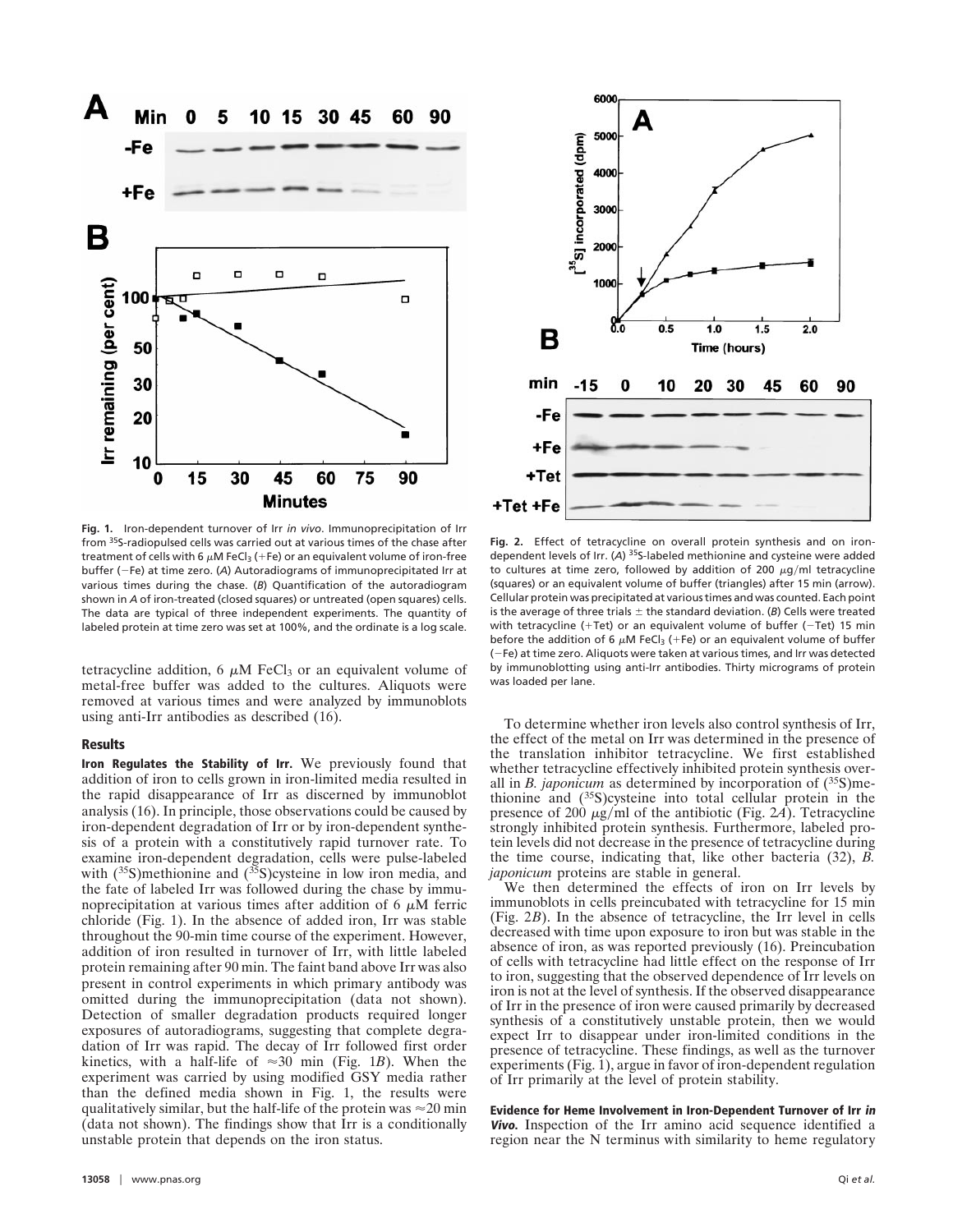**Fig. 1.** Iron-dependent turnover of Irr *in vivo*. Immunoprecipitation of Irr from $^{35}S$-radiopulsed cells was carried out at various times of the chase after treatment of cells with 6 $\mu$M $FeCl_3$ (+Fe) or an equivalent volume of iron-free buffer (−Fe) at time zero. (*A*) Autoradiograms of immunoprecipitated Irr at various times during the chase. (*B*) Quantification of the autoradiogram shown in *A* of iron-treated (closed squares) or untreated (open squares) cells. The data are typical of three independent experiments. The quantity of labeled protein at time zero was set at 100%, and the ordinate is a log scale.

**Fig. 2.** Effect of tetracycline on overall protein synthesis and on iron-dependent levels of Irr. (*A*) $^{35}S$-labeled methionine and cysteine were added to cultures at time zero, followed by addition of 200 $\mu$g/ml tetracycline (squares) or an equivalent volume of buffer (triangles) after 15 min (arrow). Cellular protein was precipitated at various times and was counted. Each point is the average of three trials ± the standard deviation. (*B*) Cells were treated with tetracycline (+Tet) or an equivalent volume of buffer (−Tet) 15 min before the addition of 6 $\mu$M $FeCl_3$ (+Fe) or an equivalent volume of buffer (−Fe) at time zero. Aliquots were taken at various times, and Irr was detected by immunoblotting using anti-Irr antibodies. Thirty micrograms of protein was loaded per lane.

tetracycline addition, 6 $\mu$M $FeCl_3$ or an equivalent volume of metal-free buffer was added to the cultures. Aliquots were removed at various times and were analyzed by immunoblots using anti-Irr antibodies as described (16).

## Results

**Iron Regulates the Stability of Irr.** We previously found that addition of iron to cells grown in iron-limited media resulted in the rapid disappearance of Irr as discerned by immunoblot analysis (16). In principle, those observations could be caused by iron-dependent degradation of Irr or by iron-dependent synthesis of a protein with a constitutively rapid turnover rate. To examine iron-dependent degradation, cells were pulse-labeled with ($^{35}S$)methionine and ($^{35}S$)cysteine in low iron media, and the fate of labeled Irr was followed during the chase by immunoprecipitation at various times after addition of 6 $\mu$M ferric chloride (Fig. 1). In the absence of added iron, Irr was stable throughout the 90-min time course of the experiment. However, addition of iron resulted in turnover of Irr, with little labeled protein remaining after 90 min. The faint band above Irr was also present in control experiments in which primary antibody was omitted during the immunoprecipitation (data not shown). Detection of smaller degradation products required longer exposures of autoradiograms, suggesting that complete degradation of Irr was rapid. The decay of Irr followed first order kinetics, with a half-life of ≈30 min (Fig. 1*B*). When the experiment was carried by using modified GSY media rather than the defined media shown in Fig. 1, the results were qualitatively similar, but the half-life of the protein was ≈20 min (data not shown). The findings show that Irr is a conditionally unstable protein that depends on the iron status.

To determine whether iron levels also control synthesis of Irr, the effect of the metal on Irr was determined in the presence of the translation inhibitor tetracycline. We first established whether tetracycline effectively inhibited protein synthesis overall in *B. japonicum* as determined by incorporation of ($^{35}S$)methionine and ($^{35}S$)cysteine into total cellular protein in the presence of 200 $\mu$g/ml of the antibiotic (Fig. 2*A*). Tetracycline strongly inhibited protein synthesis. Furthermore, labeled protein levels did not decrease in the presence of tetracycline during the time course, indicating that, like other bacteria (32), *B. japonicum* proteins are stable in general.

We then determined the effects of iron on Irr levels by immunoblots in cells preincubated with tetracycline for 15 min (Fig. 2*B*). In the absence of tetracycline, the Irr level in cells decreased with time upon exposure to iron but was stable in the absence of iron, as was reported previously (16). Preincubation of cells with tetracycline had little effect on the response of Irr to iron, suggesting that the observed dependence of Irr levels on iron is not at the level of synthesis. If the observed disappearance of Irr in the presence of iron were caused primarily by decreased synthesis of a constitutively unstable protein, then we would expect Irr to disappear under iron-limited conditions in the presence of tetracycline. These findings, as well as the turnover experiments (Fig. 1), argue in favor of iron-dependent regulation of Irr primarily at the level of protein stability.

**Evidence for Heme Involvement in Iron-Dependent Turnover of Irr *in Vivo*.** Inspection of the Irr amino acid sequence identified a region near the N terminus with similarity to heme regulatory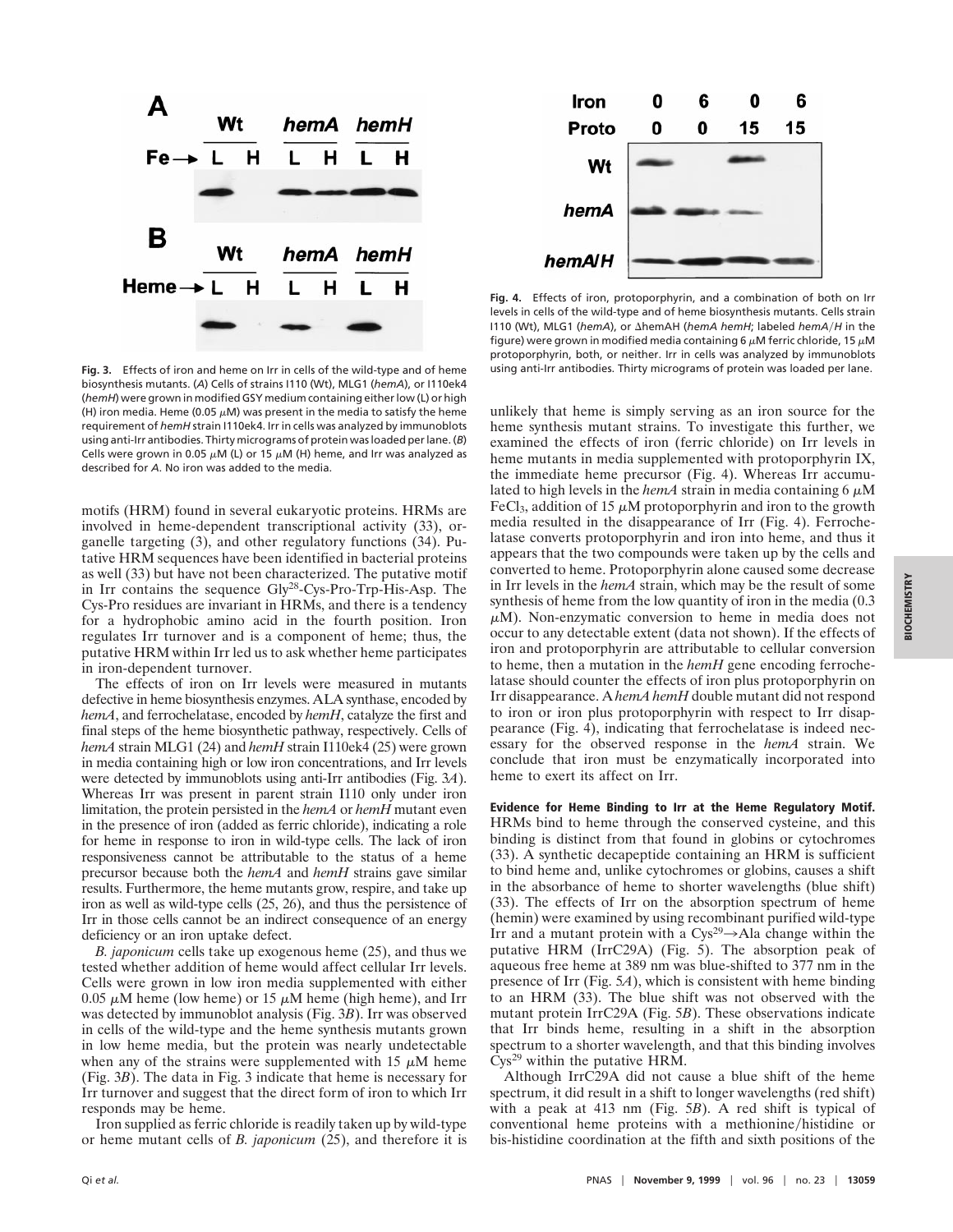**Fig. 3.** Effects of iron and heme on Irr in cells of the wild-type and of heme biosynthesis mutants. (*A*) Cells of strains I110 (Wt), MLG1 (*hemA*), or I110ek4 (*hemH*) were grown in modified GSY medium containing either low (L) or high (H) iron media. Heme (0.05 $\mu$M) was present in the media to satisfy the heme requirement of *hemH* strain I110ek4. Irr in cells was analyzed by immunoblots using anti-Irr antibodies. Thirty micrograms of protein was loaded per lane. (*B*) Cells were grown in 0.05 $\mu$M (L) or 15 $\mu$M (H) heme, and Irr was analyzed as described for *A*. No iron was added to the media.

**Fig. 4.** Effects of iron, protoporphyrin, and a combination of both on Irr levels in cells of the wild-type and of heme biosynthesis mutants. Cells strain I110 (Wt), MLG1 (*hemA*), or ΔhemAH (*hemA hemH*; labeled *hemA/H* in the figure) were grown in modified media containing 6 $\mu$M ferric chloride, 15 $\mu$M protoporphyrin, both, or neither. Irr in cells was analyzed by immunoblots using anti-Irr antibodies. Thirty micrograms of protein was loaded per lane.

motifs (HRM) found in several eukaryotic proteins. HRMs are involved in heme-dependent transcriptional activity (33), organelle targeting (3), and other regulatory functions (34). Putative HRM sequences have been identified in bacterial proteins as well (33) but have not been characterized. The putative motif in Irr contains the sequence Gly[28]-Cys-Pro-Trp-His-Asp. The Cys-Pro residues are invariant in HRMs, and there is a tendency for a hydrophobic amino acid in the fourth position. Iron regulates Irr turnover and is a component of heme; thus, the putative HRM within Irr led us to ask whether heme participates in iron-dependent turnover.

The effects of iron on Irr levels were measured in mutants defective in heme biosynthesis enzymes. ALA synthase, encoded by *hemA*, and ferrochelatase, encoded by *hemH*, catalyze the first and final steps of the heme biosynthetic pathway, respectively. Cells of *hemA* strain MLG1 (24) and *hemH* strain I110ek4 (25) were grown in media containing high or low iron concentrations, and Irr levels were detected by immunoblots using anti-Irr antibodies (Fig. 3*A*). Whereas Irr was present in parent strain I110 only under iron limitation, the protein persisted in the *hemA* or *hemH* mutant even in the presence of iron (added as ferric chloride), indicating a role for heme in response to iron in wild-type cells. The lack of iron responsiveness cannot be attributable to the status of a heme precursor because both the *hemA* and *hemH* strains gave similar results. Furthermore, the heme mutants grow, respire, and take up iron as well as wild-type cells (25, 26), and thus the persistence of Irr in those cells cannot be an indirect consequence of an energy deficiency or an iron uptake defect.

*B. japonicum* cells take up exogenous heme (25), and thus we tested whether addition of heme would affect cellular Irr levels. Cells were grown in low iron media supplemented with either 0.05 $\mu$M heme (low heme) or 15 $\mu$M heme (high heme), and Irr was detected by immunoblot analysis (Fig. 3*B*). Irr was observed in cells of the wild-type and the heme synthesis mutants grown in low heme media, but the protein was nearly undetectable when any of the strains were supplemented with 15 $\mu$M heme (Fig. 3*B*). The data in Fig. 3 indicate that heme is necessary for Irr turnover and suggest that the direct form of iron to which Irr responds may be heme.

Iron supplied as ferric chloride is readily taken up by wild-type or heme mutant cells of *B. japonicum* (25), and therefore it is unlikely that heme is simply serving as an iron source for the heme synthesis mutant strains. To investigate this further, we examined the effects of iron (ferric chloride) on Irr levels in heme mutants in media supplemented with protoporphyrin IX, the immediate heme precursor (Fig. 4). Whereas Irr accumulated to high levels in the *hemA* strain in media containing 6 $\mu$M $FeCl_3$, addition of 15 $\mu$M protoporphyrin and iron to the growth media resulted in the disappearance of Irr (Fig. 4). Ferrochelatase converts protoporphyrin and iron into heme, and thus it appears that the two compounds were taken up by the cells and converted to heme. Protoporphyrin alone caused some decrease in Irr levels in the *hemA* strain, which may be the result of some synthesis of heme from the low quantity of iron in the media (0.3 $\mu$M). Non-enzymatic conversion to heme in media does not occur to any detectable extent (data not shown). If the effects of iron and protoporphyrin are attributable to cellular conversion to heme, then a mutation in the *hemH* gene encoding ferrochelatase should counter the effects of iron plus protoporphyrin on Irr disappearance. A *hemA hemH* double mutant did not respond to iron or iron plus protoporphyrin with respect to Irr disappearance (Fig. 4), indicating that ferrochelatase is indeed necessary for the observed response in the *hemA* strain. We conclude that iron must be enzymatically incorporated into heme to exert its affect on Irr.

**Evidence for Heme Binding to Irr at the Heme Regulatory Motif.** HRMs bind to heme through the conserved cysteine, and this binding is distinct from that found in globins or cytochromes (33). A synthetic decapeptide containing an HRM is sufficient to bind heme and, unlike cytochromes or globins, causes a shift in the absorbance of heme to shorter wavelengths (blue shift) (33). The effects of Irr on the absorption spectrum of heme (hemin) were examined by using recombinant purified wild-type Irr and a mutant protein with a Cys[29]→Ala change within the putative HRM (IrrC29A) (Fig. 5). The absorption peak of aqueous free heme at 389 nm was blue-shifted to 377 nm in the presence of Irr (Fig. 5*A*), which is consistent with heme binding to an HRM (33). The blue shift was not observed with the mutant protein IrrC29A (Fig. 5*B*). These observations indicate that Irr binds heme, resulting in a shift in the absorption spectrum to a shorter wavelength, and that this binding involves Cys[29] within the putative HRM.

Although IrrC29A did not cause a blue shift of the heme spectrum, it did result in a shift to longer wavelengths (red shift) with a peak at 413 nm (Fig. 5*B*). A red shift is typical of conventional heme proteins with a methionine/histidine or bis-histidine coordination at the fifth and sixth positions of the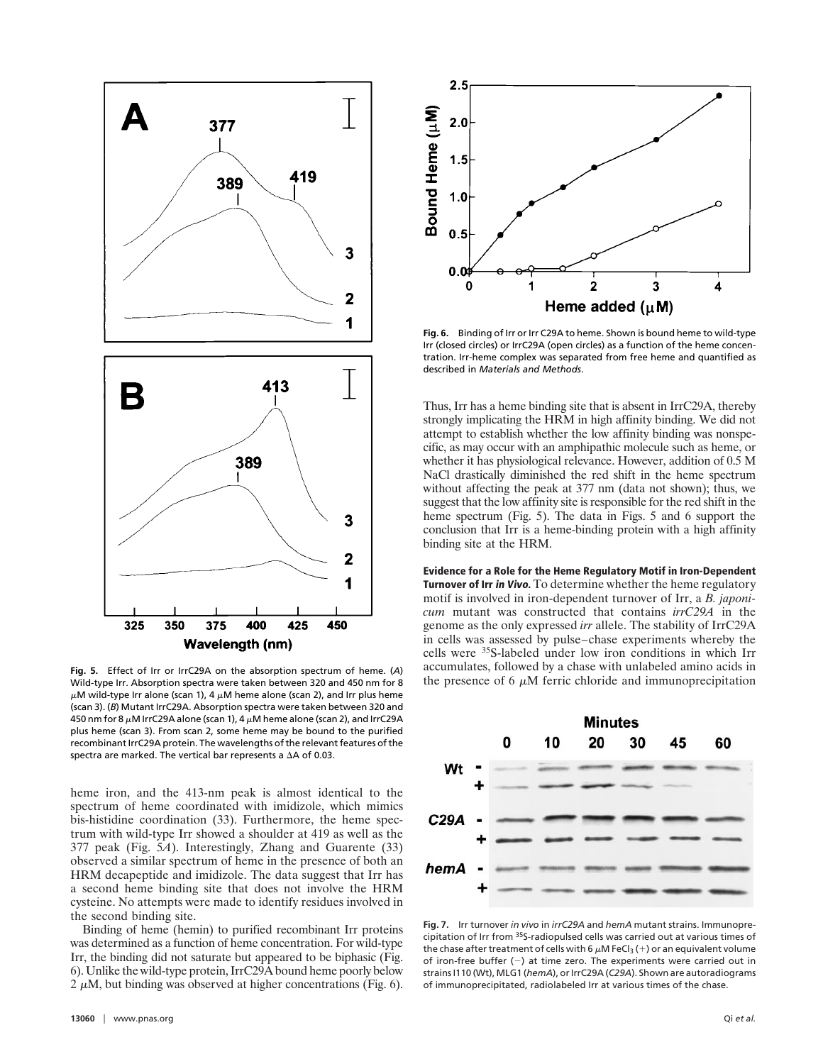Fig. 5. Effect of Irr or IrrC29A on the absorption spectrum of heme. (*A*) Wild-type Irr. Absorption spectra were taken between 320 and 450 nm for 8 $\mu$M wild-type Irr alone (scan 1), 4 $\mu$M heme alone (scan 2), and Irr plus heme (scan 3). (*B*) Mutant IrrC29A. Absorption spectra were taken between 320 and 450 nm for 8 $\mu$M IrrC29A alone (scan 1), 4 $\mu$M heme alone (scan 2), and IrrC29A plus heme (scan 3). From scan 2, some heme may be bound to the purified recombinant IrrC29A protein. The wavelengths of the relevant features of the spectra are marked. The vertical bar represents a $\Delta A$ of 0.03.

heme iron, and the 413-nm peak is almost identical to the spectrum of heme coordinated with imidizole, which mimics bis-histidine coordination (33). Furthermore, the heme spectrum with wild-type Irr showed a shoulder at 419 as well as the 377 peak (Fig. 5*A*). Interestingly, Zhang and Guarente (33) observed a similar spectrum of heme in the presence of both an HRM decapeptide and imidizole. The data suggest that Irr has a second heme binding site that does not involve the HRM cysteine. No attempts were made to identify residues involved in the second binding site.

Binding of heme (hemin) to purified recombinant Irr proteins was determined as a function of heme concentration. For wild-type Irr, the binding did not saturate but appeared to be biphasic (Fig. 6). Unlike the wild-type protein, IrrC29A bound heme poorly below 2 $\mu$M, but binding was observed at higher concentrations (Fig. 6).

Fig. 6. Binding of Irr or Irr C29A to heme. Shown is bound heme to wild-type Irr (closed circles) or IrrC29A (open circles) as a function of the heme concentration. Irr-heme complex was separated from free heme and quantified as described in *Materials and Methods*.

Thus, Irr has a heme binding site that is absent in IrrC29A, thereby strongly implicating the HRM in high affinity binding. We did not attempt to establish whether the low affinity binding was nonspecific, as may occur with an amphipathic molecule such as heme, or whether it has physiological relevance. However, addition of 0.5 M NaCl drastically diminished the red shift in the heme spectrum without affecting the peak at 377 nm (data not shown); thus, we suggest that the low affinity site is responsible for the red shift in the heme spectrum (Fig. 5). The data in Figs. 5 and 6 support the conclusion that Irr is a heme-binding protein with a high affinity binding site at the HRM.

**Evidence for a Role for the Heme Regulatory Motif in Iron-Dependent Turnover of Irr *in Vivo*.** To determine whether the heme regulatory motif is involved in iron-dependent turnover of Irr, a *B. japonicum* mutant was constructed that contains *irrC29A* in the genome as the only expressed *irr* allele. The stability of IrrC29A in cells was assessed by pulse–chase experiments whereby the cells were $^{35}$S-labeled under low iron conditions in which Irr accumulates, followed by a chase with unlabeled amino acids in the presence of 6 $\mu$M ferric chloride and immunoprecipitation

Fig. 7. Irr turnover *in vivo* in *irrC29A* and *hemA* mutant strains. Immunoprecipitation of Irr from $^{35}$S-radiopulsed cells was carried out at various times of the chase after treatment of cells with 6 $\mu$M $FeCl_3$ (+) or an equivalent volume of iron-free buffer (−) at time zero. The experiments were carried out in strains I110 (Wt), MLG1 (*hemA*), or IrrC29A (*C29A*). Shown are autoradiograms of immunoprecipitated, radiolabeled Irr at various times of the chase.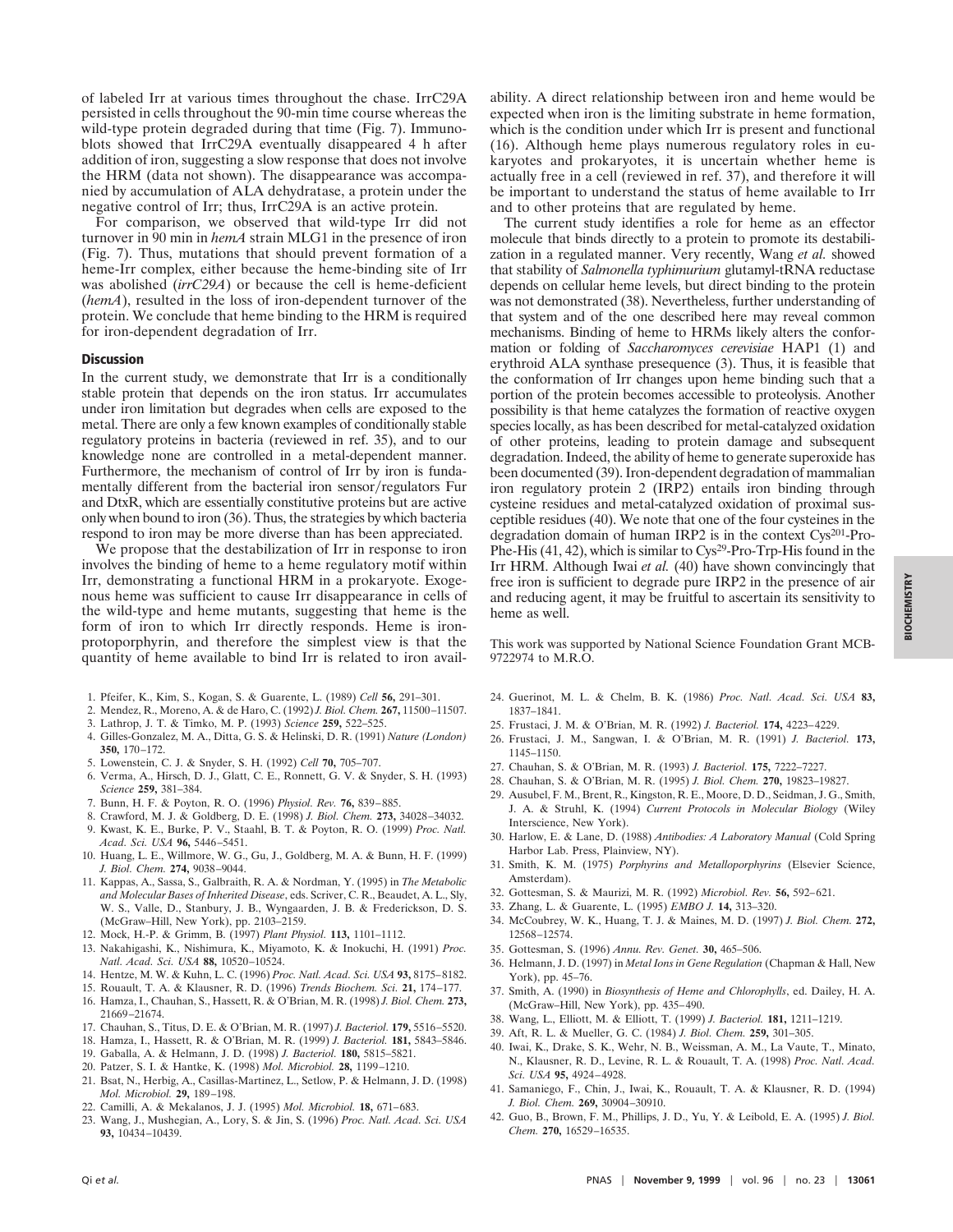of labeled Irr at various times throughout the chase. IrrC29A persisted in cells throughout the 90-min time course whereas the wild-type protein degraded during that time (Fig. 7). Immunoblots showed that IrrC29A eventually disappeared 4 h after addition of iron, suggesting a slow response that does not involve the HRM (data not shown). The disappearance was accompanied by accumulation of ALA dehydratase, a protein under the negative control of Irr; thus, IrrC29A is an active protein.

For comparison, we observed that wild-type Irr did not turnover in 90 min in *hemA* strain MLG1 in the presence of iron (Fig. 7). Thus, mutations that should prevent formation of a heme-Irr complex, either because the heme-binding site of Irr was abolished (*irrC29A*) or because the cell is heme-deficient (*hemA*), resulted in the loss of iron-dependent turnover of the protein. We conclude that heme binding to the HRM is required for iron-dependent degradation of Irr.

## Discussion

In the current study, we demonstrate that Irr is a conditionally stable protein that depends on the iron status. Irr accumulates under iron limitation but degrades when cells are exposed to the metal. There are only a few known examples of conditionally stable regulatory proteins in bacteria (reviewed in ref. 35), and to our knowledge none are controlled in a metal-dependent manner. Furthermore, the mechanism of control of Irr by iron is fundamentally different from the bacterial iron sensor/regulators Fur and DtxR, which are essentially constitutive proteins but are active only when bound to iron (36). Thus, the strategies by which bacteria respond to iron may be more diverse than has been appreciated.

We propose that the destabilization of Irr in response to iron involves the binding of heme to a heme regulatory motif within Irr, demonstrating a functional HRM in a prokaryote. Exogenous heme was sufficient to cause Irr disappearance in cells of the wild-type and heme mutants, suggesting that heme is the form of iron to which Irr directly responds. Heme is iron-protoporphyrin, and therefore the simplest view is that the quantity of heme available to bind Irr is related to iron availability. A direct relationship between iron and heme would be expected when iron is the limiting substrate in heme formation, which is the condition under which Irr is present and functional (16). Although heme plays numerous regulatory roles in eukaryotes and prokaryotes, it is uncertain whether heme is actually free in a cell (reviewed in ref. 37), and therefore it will be important to understand the status of heme available to Irr and to other proteins that are regulated by heme.

The current study identifies a role for heme as an effector molecule that binds directly to a protein to promote its destabilization in a regulated manner. Very recently, Wang *et al.* showed that stability of *Salmonella typhimurium* glutamyl-tRNA reductase depends on cellular heme levels, but direct binding to the protein was not demonstrated (38). Nevertheless, further understanding of that system and of the one described here may reveal common mechanisms. Binding of heme to HRMs likely alters the conformation or folding of *Saccharomyces cerevisiae* HAP1 (1) and erythroid ALA synthase presequence (3). Thus, it is feasible that the conformation of Irr changes upon heme binding such that a portion of the protein becomes accessible to proteolysis. Another possibility is that heme catalyzes the formation of reactive oxygen species locally, as has been described for metal-catalyzed oxidation of other proteins, leading to protein damage and subsequent degradation. Indeed, the ability of heme to generate superoxide has been documented (39). Iron-dependent degradation of mammalian iron regulatory protein 2 (IRP2) entails iron binding through cysteine residues and metal-catalyzed oxidation of proximal susceptible residues (40). We note that one of the four cysteines in the degradation domain of human IRP2 is in the context Cys[201]-Pro-Phe-His (41, 42), which is similar to Cys[29]-Pro-Trp-His found in the Irr HRM. Although Iwai *et al.* (40) have shown convincingly that free iron is sufficient to degrade pure IRP2 in the presence of air and reducing agent, it may be fruitful to ascertain its sensitivity to heme as well.

This work was supported by National Science Foundation Grant MCB-9722974 to M.R.O.

1. Pfeifer, K., Kim, S., Kogan, S. & Guarente, L. (1989) *Cell* **56,** 291–301.
2. Mendez, R., Moreno, A. & de Haro, C. (1992) *J. Biol. Chem.* **267,** 11500–11507.
3. Lathrop, J. T. & Timko, M. P. (1993) *Science* **259,** 522–525.
4. Gilles-Gonzalez, M. A., Ditta, G. S. & Helinski, D. R. (1991) *Nature (London)* **350,** 170–172.
5. Lowenstein, C. J. & Snyder, S. H. (1992) *Cell* **70,** 705–707.
6. Verma, A., Hirsch, D. J., Glatt, C. E., Ronnett, G. V. & Snyder, S. H. (1993) *Science* **259,** 381–384.
7. Bunn, H. F. & Poyton, R. O. (1996) *Physiol. Rev.* **76,** 839–885.
8. Crawford, M. J. & Goldberg, D. E. (1998) *J. Biol. Chem.* **273,** 34028–34032.
9. Kwast, K. E., Burke, P. V., Staahl, B. T. & Poyton, R. O. (1999) *Proc. Natl. Acad. Sci. USA* **96,** 5446–5451.
10. Huang, L. E., Willmore, W. G., Gu, J., Goldberg, M. A. & Bunn, H. F. (1999) *J. Biol. Chem.* **274,** 9038–9044.
11. Kappas, A., Sassa, S., Galbraith, R. A. & Nordman, Y. (1995) in *The Metabolic and Molecular Bases of Inherited Disease*, eds. Scriver, C. R., Beaudet, A. L., Sly, W. S., Valle, D., Stanbury, J. B., Wyngaarden, J. B. & Frederickson, D. S. (McGraw–Hill, New York), pp. 2103–2159.
12. Mock, H.-P. & Grimm, B. (1997) *Plant Physiol.* **113,** 1101–1112.
13. Nakahigashi, K., Nishimura, K., Miyamoto, K. & Inokuchi, H. (1991) *Proc. Natl. Acad. Sci. USA* **88,** 10520–10524.
14. Hentze, M. W. & Kuhn, L. C. (1996) *Proc. Natl. Acad. Sci. USA* **93,** 8175–8182.
15. Rouault, T. A. & Klausner, R. D. (1996) *Trends Biochem. Sci.* **21,** 174–177.
16. Hamza, I., Chauhan, S., Hassett, R. & O'Brian, M. R. (1998) *J. Biol. Chem.* **273,** 21669–21674.
17. Chauhan, S., Titus, D. E. & O'Brian, M. R. (1997) *J. Bacteriol.* **179,** 5516–5520.
18. Hamza, I., Hassett, R. & O'Brian, M. R. (1999) *J. Bacteriol.* **181,** 5843–5846.
19. Gaballa, A. & Helmann, J. D. (1998) *J. Bacteriol.* **180,** 5815–5821.
20. Patzer, S. I. & Hantke, K. (1998) *Mol. Microbiol.* **28,** 1199–1210.
21. Bsat, N., Herbig, A., Casillas-Martinez, L., Setlow, P. & Helmann, J. D. (1998) *Mol. Microbiol.* **29,** 189–198.
22. Camilli, A. & Mekalanos, J. J. (1995) *Mol. Microbiol.* **18,** 671–683.
23. Wang, J., Mushegian, A., Lory, S. & Jin, S. (1996) *Proc. Natl. Acad. Sci. USA* **93,** 10434–10439.
24. Guerinot, M. L. & Chelm, B. K. (1986) *Proc. Natl. Acad. Sci. USA* **83,** 1837–1841.
25. Frustaci, J. M. & O'Brian, M. R. (1992) *J. Bacteriol.* **174,** 4223–4229.
26. Frustaci, J. M., Sangwan, I. & O'Brian, M. R. (1991) *J. Bacteriol.* **173,** 1145–1150.
27. Chauhan, S. & O'Brian, M. R. (1993) *J. Bacteriol.* **175,** 7222–7227.
28. Chauhan, S. & O'Brian, M. R. (1995) *J. Biol. Chem.* **270,** 19823–19827.
29. Ausubel, F. M., Brent, R., Kingston, R. E., Moore, D. D., Seidman, J. G., Smith, J. A. & Struhl, K. (1994) *Current Protocols in Molecular Biology* (Wiley Interscience, New York).
30. Harlow, E. & Lane, D. (1988) *Antibodies: A Laboratory Manual* (Cold Spring Harbor Lab. Press, Plainview, NY).
31. Smith, K. M. (1975) *Porphyrins and Metalloporphyrins* (Elsevier Science, Amsterdam).
32. Gottesman, S. & Maurizi, M. R. (1992) *Microbiol. Rev.* **56,** 592–621.
33. Zhang, L. & Guarente, L. (1995) *EMBO J.* **14,** 313–320.
34. McCoubrey, W. K., Huang, T. J. & Maines, M. D. (1997) *J. Biol. Chem.* **272,** 12568–12574.
35. Gottesman, S. (1996) *Annu. Rev. Genet.* **30,** 465–506.
36. Helmann, J. D. (1997) in *Metal Ions in Gene Regulation* (Chapman & Hall, New York), pp. 45–76.
37. Smith, A. (1990) in *Biosynthesis of Heme and Chlorophylls*, ed. Dailey, H. A. (McGraw–Hill, New York), pp. 435–490.
38. Wang, L., Elliott, M. & Elliott, T. (1999) *J. Bacteriol.* **181,** 1211–1219.
39. Aft, R. L. & Mueller, G. C. (1984) *J. Biol. Chem.* **259,** 301–305.
40. Iwai, K., Drake, S. K., Wehr, N. B., Weissman, A. M., La Vaute, T., Minato, N., Klausner, R. D., Levine, R. L. & Rouault, T. A. (1998) *Proc. Natl. Acad. Sci. USA* **95,** 4924–4928.
41. Samaniego, F., Chin, J., Iwai, K., Rouault, T. A. & Klausner, R. D. (1994) *J. Biol. Chem.* **269,** 30904–30910.
42. Guo, B., Brown, F. M., Phillips, J. D., Yu, Y. & Leibold, E. A. (1995) *J. Biol. Chem.* **270,** 16529–16535.